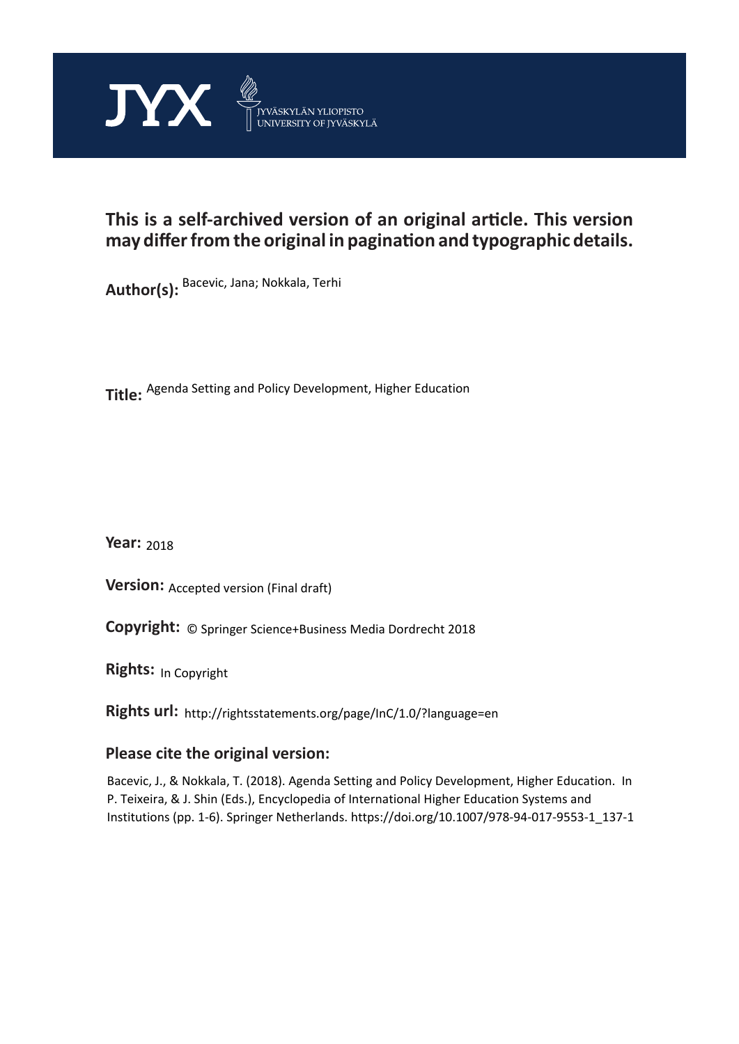JYX JYVÄSKYLÄN YLIOPISTO UNIVERSITY OF JYVÄSKYLÄ

**This is a self-archived version of an original article. This version may differ from the original in pagination and typographic details.**

**Author(s):** Bacevic, Jana; Nokkala, Terhi

**Title:** Agenda Setting and Policy Development, Higher Education

**Year:** 2018

**Version:** Accepted version (Final draft)

**Copyright:** © Springer Science+Business Media Dordrecht 2018

**Rights:** In Copyright

**Rights url:** http://rightsstatements.org/page/InC/1.0/?language=en

## Please cite the original version:

Bacevic, J., & Nokkala, T. (2018). Agenda Setting and Policy Development, Higher Education. In P. Teixeira, & J. Shin (Eds.), Encyclopedia of International Higher Education Systems and Institutions (pp. 1-6). Springer Netherlands. https://doi.org/10.1007/978-94-017-9553-1_137-1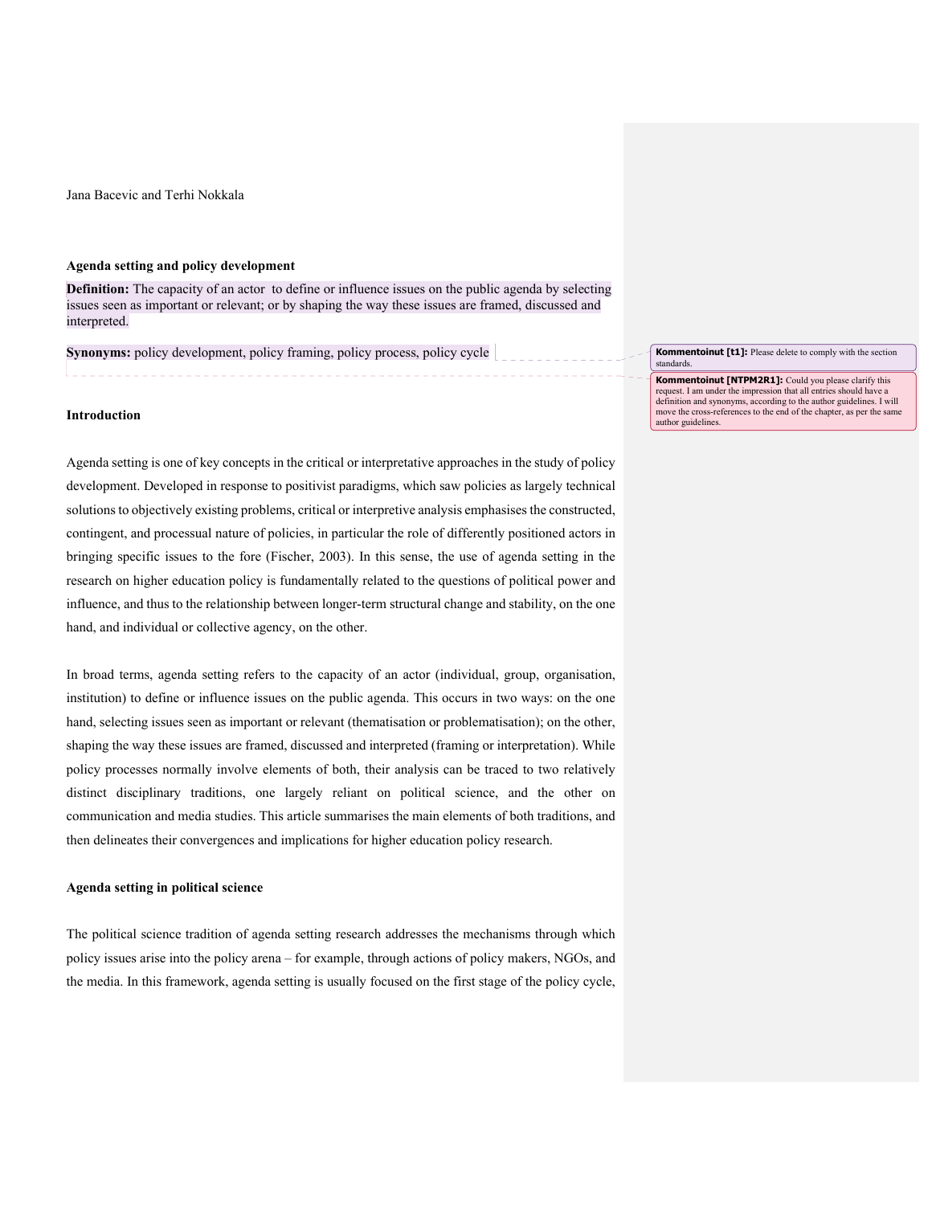Jana Bacevic and Terhi Nokkala

**Agenda setting and policy development**

**Definition:** The capacity of an actor  to define or influence issues on the public agenda by selecting issues seen as important or relevant; or by shaping the way these issues are framed, discussed and interpreted.

**Synonyms:** policy development, policy framing, policy process, policy cycle

**Kommentoinut [t1]:** Please delete to comply with the section standards.

**Kommentoinut [NTPM2R1]:** Could you please clarify this request. I am under the impression that all entries should have a definition and synonyms, according to the author guidelines. I will move the cross-references to the end of the chapter, as per the same author guidelines.

**Introduction**

Agenda setting is one of key concepts in the critical or interpretative approaches in the study of policy development. Developed in response to positivist paradigms, which saw policies as largely technical solutions to objectively existing problems, critical or interpretive analysis emphasises the constructed, contingent, and processual nature of policies, in particular the role of differently positioned actors in bringing specific issues to the fore (Fischer, 2003). In this sense, the use of agenda setting in the research on higher education policy is fundamentally related to the questions of political power and influence, and thus to the relationship between longer-term structural change and stability, on the one hand, and individual or collective agency, on the other.

In broad terms, agenda setting refers to the capacity of an actor (individual, group, organisation, institution) to define or influence issues on the public agenda. This occurs in two ways: on the one hand, selecting issues seen as important or relevant (thematisation or problematisation); on the other, shaping the way these issues are framed, discussed and interpreted (framing or interpretation). While policy processes normally involve elements of both, their analysis can be traced to two relatively distinct disciplinary traditions, one largely reliant on political science, and the other on communication and media studies. This article summarises the main elements of both traditions, and then delineates their convergences and implications for higher education policy research.

**Agenda setting in political science**

The political science tradition of agenda setting research addresses the mechanisms through which policy issues arise into the policy arena – for example, through actions of policy makers, NGOs, and the media. In this framework, agenda setting is usually focused on the first stage of the policy cycle,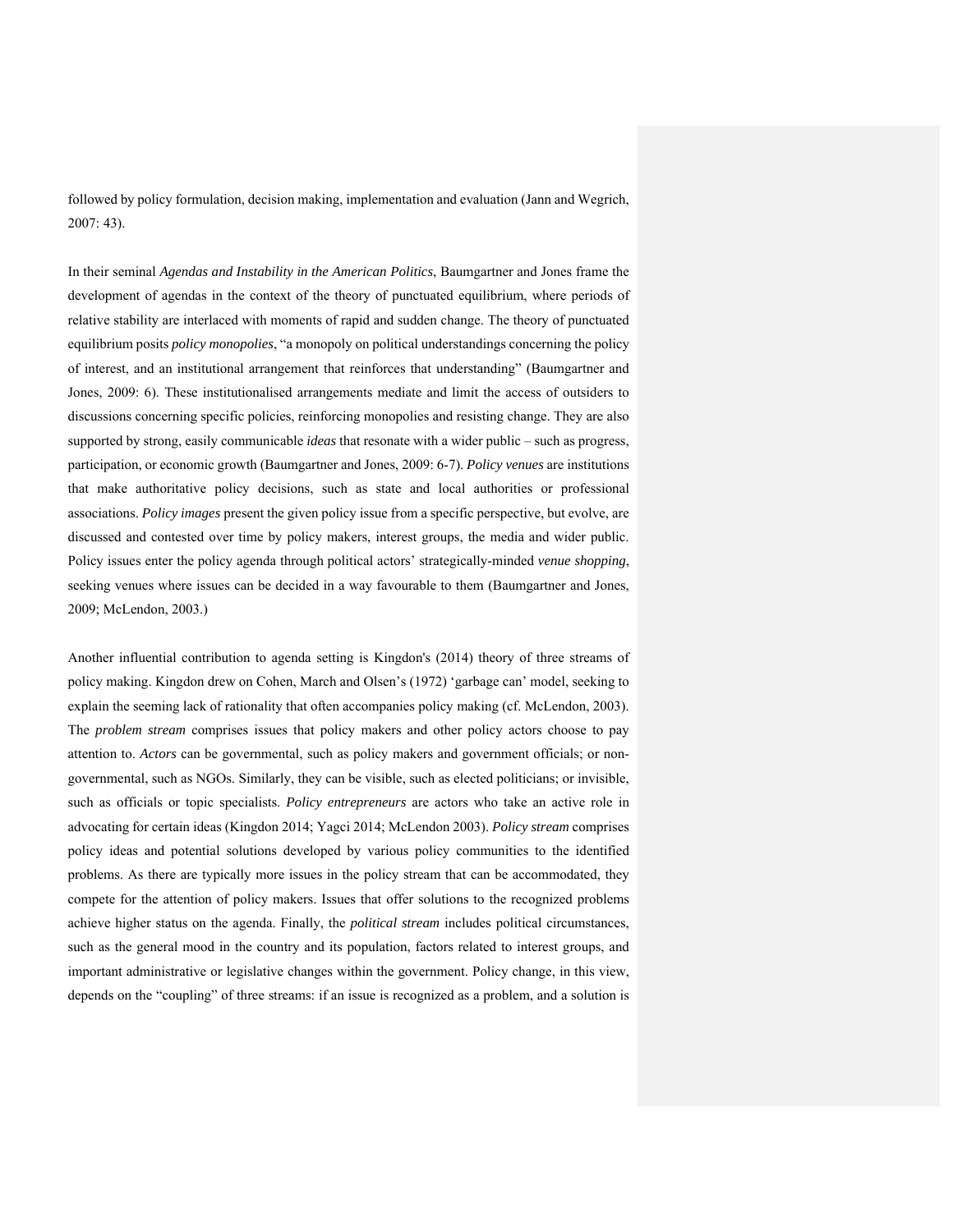followed by policy formulation, decision making, implementation and evaluation (Jann and Wegrich, 2007: 43).

In their seminal *Agendas and Instability in the American Politics*, Baumgartner and Jones frame the development of agendas in the context of the theory of punctuated equilibrium, where periods of relative stability are interlaced with moments of rapid and sudden change. The theory of punctuated equilibrium posits *policy monopolies*, "a monopoly on political understandings concerning the policy of interest, and an institutional arrangement that reinforces that understanding" (Baumgartner and Jones, 2009: 6). These institutionalised arrangements mediate and limit the access of outsiders to discussions concerning specific policies, reinforcing monopolies and resisting change. They are also supported by strong, easily communicable *ideas* that resonate with a wider public – such as progress, participation, or economic growth (Baumgartner and Jones, 2009: 6-7). *Policy venues* are institutions that make authoritative policy decisions, such as state and local authorities or professional associations. *Policy images* present the given policy issue from a specific perspective, but evolve, are discussed and contested over time by policy makers, interest groups, the media and wider public. Policy issues enter the policy agenda through political actors' strategically-minded *venue shopping*, seeking venues where issues can be decided in a way favourable to them (Baumgartner and Jones, 2009; McLendon, 2003.)

Another influential contribution to agenda setting is Kingdon's (2014) theory of three streams of policy making. Kingdon drew on Cohen, March and Olsen's (1972) 'garbage can' model, seeking to explain the seeming lack of rationality that often accompanies policy making (cf. McLendon, 2003). The *problem stream* comprises issues that policy makers and other policy actors choose to pay attention to. *Actors* can be governmental, such as policy makers and government officials; or non-governmental, such as NGOs. Similarly, they can be visible, such as elected politicians; or invisible, such as officials or topic specialists. *Policy entrepreneurs* are actors who take an active role in advocating for certain ideas (Kingdon 2014; Yagci 2014; McLendon 2003). *Policy stream* comprises policy ideas and potential solutions developed by various policy communities to the identified problems. As there are typically more issues in the policy stream that can be accommodated, they compete for the attention of policy makers. Issues that offer solutions to the recognized problems achieve higher status on the agenda. Finally, the *political stream* includes political circumstances, such as the general mood in the country and its population, factors related to interest groups, and important administrative or legislative changes within the government. Policy change, in this view, depends on the "coupling" of three streams: if an issue is recognized as a problem, and a solution is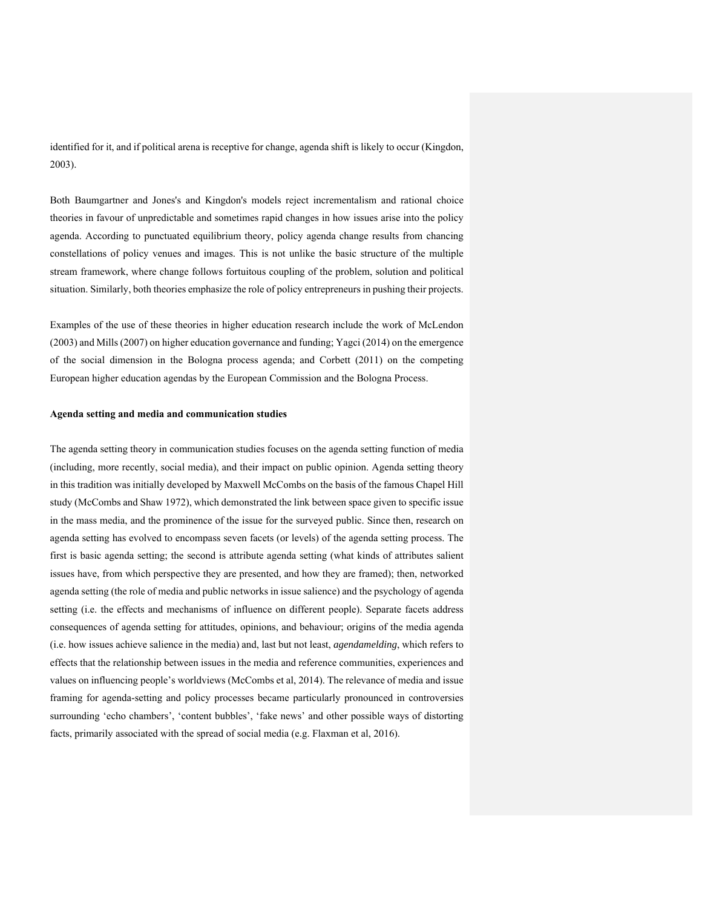identified for it, and if political arena is receptive for change, agenda shift is likely to occur (Kingdon, 2003).

Both Baumgartner and Jones's and Kingdon's models reject incrementalism and rational choice theories in favour of unpredictable and sometimes rapid changes in how issues arise into the policy agenda. According to punctuated equilibrium theory, policy agenda change results from chancing constellations of policy venues and images. This is not unlike the basic structure of the multiple stream framework, where change follows fortuitous coupling of the problem, solution and political situation. Similarly, both theories emphasize the role of policy entrepreneurs in pushing their projects.

Examples of the use of these theories in higher education research include the work of McLendon (2003) and Mills (2007) on higher education governance and funding; Yagci (2014) on the emergence of the social dimension in the Bologna process agenda; and Corbett (2011) on the competing European higher education agendas by the European Commission and the Bologna Process.

**Agenda setting and media and communication studies**

The agenda setting theory in communication studies focuses on the agenda setting function of media (including, more recently, social media), and their impact on public opinion. Agenda setting theory in this tradition was initially developed by Maxwell McCombs on the basis of the famous Chapel Hill study (McCombs and Shaw 1972), which demonstrated the link between space given to specific issue in the mass media, and the prominence of the issue for the surveyed public. Since then, research on agenda setting has evolved to encompass seven facets (or levels) of the agenda setting process. The first is basic agenda setting; the second is attribute agenda setting (what kinds of attributes salient issues have, from which perspective they are presented, and how they are framed); then, networked agenda setting (the role of media and public networks in issue salience) and the psychology of agenda setting (i.e. the effects and mechanisms of influence on different people). Separate facets address consequences of agenda setting for attitudes, opinions, and behaviour; origins of the media agenda (i.e. how issues achieve salience in the media) and, last but not least, *agendamelding*, which refers to effects that the relationship between issues in the media and reference communities, experiences and values on influencing people's worldviews (McCombs et al, 2014). The relevance of media and issue framing for agenda-setting and policy processes became particularly pronounced in controversies surrounding 'echo chambers', 'content bubbles', 'fake news' and other possible ways of distorting facts, primarily associated with the spread of social media (e.g. Flaxman et al, 2016).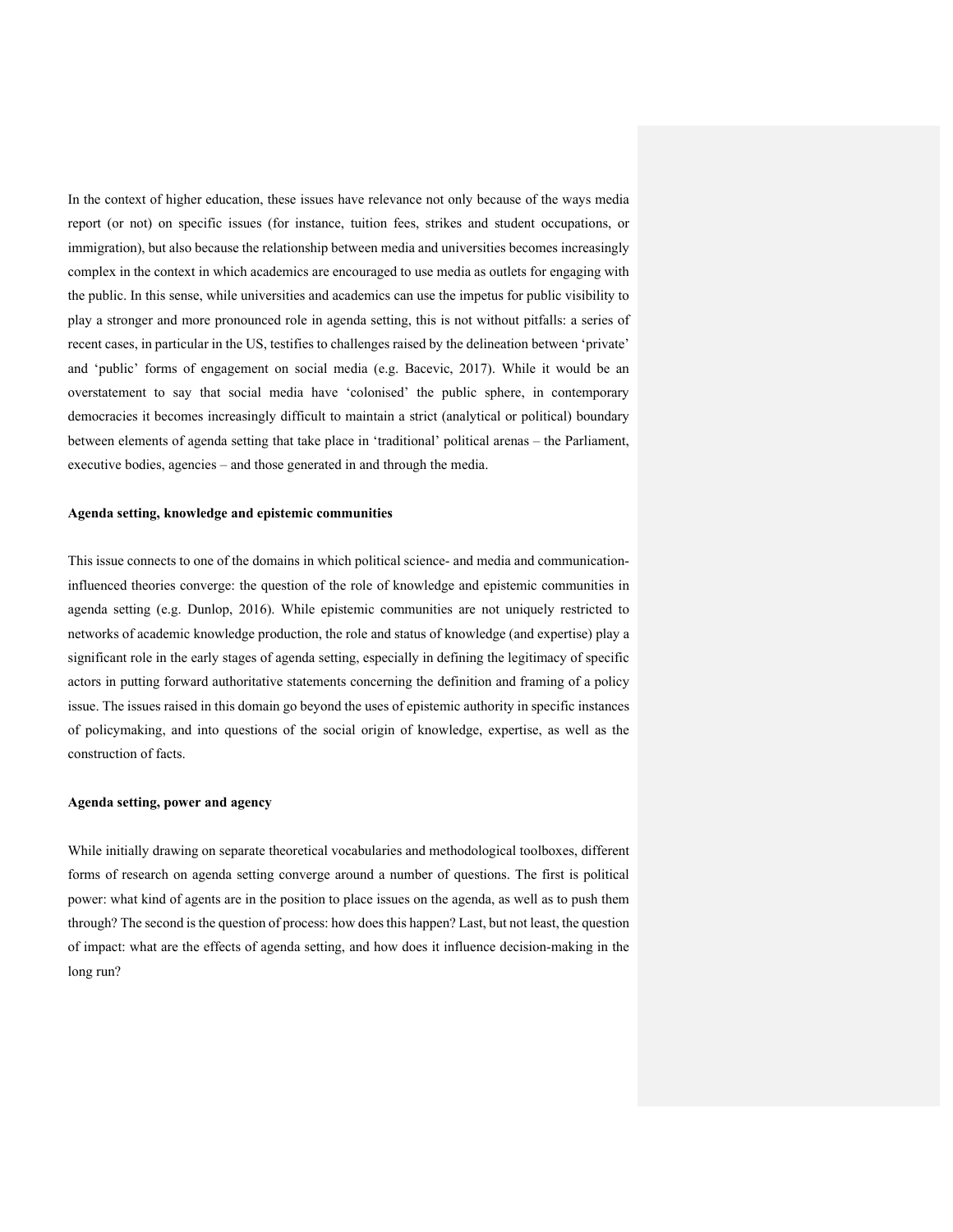In the context of higher education, these issues have relevance not only because of the ways media report (or not) on specific issues (for instance, tuition fees, strikes and student occupations, or immigration), but also because the relationship between media and universities becomes increasingly complex in the context in which academics are encouraged to use media as outlets for engaging with the public. In this sense, while universities and academics can use the impetus for public visibility to play a stronger and more pronounced role in agenda setting, this is not without pitfalls: a series of recent cases, in particular in the US, testifies to challenges raised by the delineation between 'private' and 'public' forms of engagement on social media (e.g. Bacevic, 2017). While it would be an overstatement to say that social media have 'colonised' the public sphere, in contemporary democracies it becomes increasingly difficult to maintain a strict (analytical or political) boundary between elements of agenda setting that take place in 'traditional' political arenas – the Parliament, executive bodies, agencies – and those generated in and through the media.

**Agenda setting, knowledge and epistemic communities**

This issue connects to one of the domains in which political science- and media and communication-influenced theories converge: the question of the role of knowledge and epistemic communities in agenda setting (e.g. Dunlop, 2016). While epistemic communities are not uniquely restricted to networks of academic knowledge production, the role and status of knowledge (and expertise) play a significant role in the early stages of agenda setting, especially in defining the legitimacy of specific actors in putting forward authoritative statements concerning the definition and framing of a policy issue. The issues raised in this domain go beyond the uses of epistemic authority in specific instances of policymaking, and into questions of the social origin of knowledge, expertise, as well as the construction of facts.

**Agenda setting, power and agency**

While initially drawing on separate theoretical vocabularies and methodological toolboxes, different forms of research on agenda setting converge around a number of questions. The first is political power: what kind of agents are in the position to place issues on the agenda, as well as to push them through? The second is the question of process: how does this happen? Last, but not least, the question of impact: what are the effects of agenda setting, and how does it influence decision-making in the long run?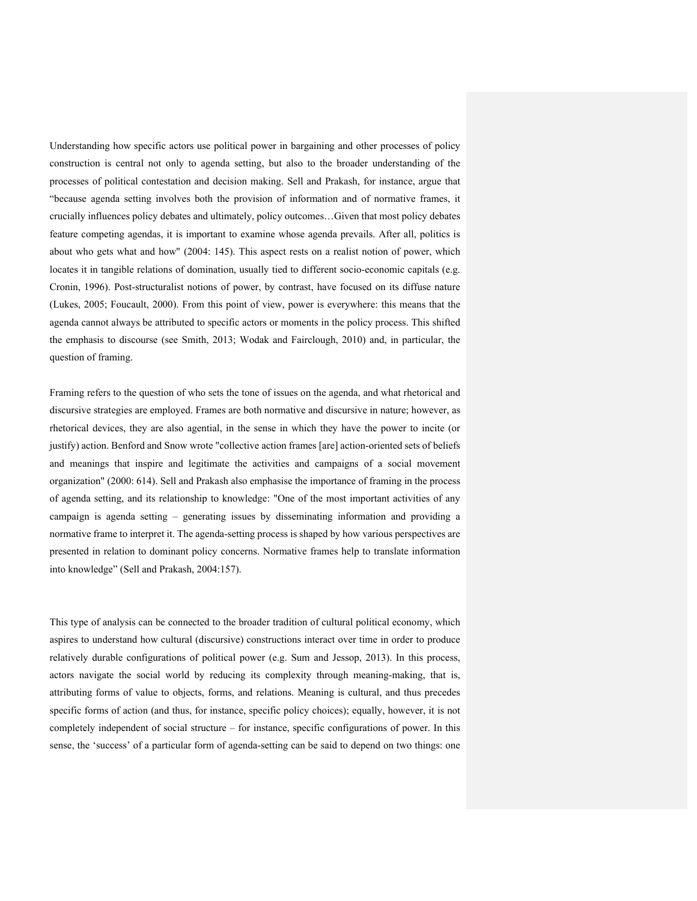Understanding how specific actors use political power in bargaining and other processes of policy construction is central not only to agenda setting, but also to the broader understanding of the processes of political contestation and decision making. Sell and Prakash, for instance, argue that "because agenda setting involves both the provision of information and of normative frames, it crucially influences policy debates and ultimately, policy outcomes…Given that most policy debates feature competing agendas, it is important to examine whose agenda prevails. After all, politics is about who gets what and how" (2004: 145). This aspect rests on a realist notion of power, which locates it in tangible relations of domination, usually tied to different socio-economic capitals (e.g. Cronin, 1996). Post-structuralist notions of power, by contrast, have focused on its diffuse nature (Lukes, 2005; Foucault, 2000). From this point of view, power is everywhere: this means that the agenda cannot always be attributed to specific actors or moments in the policy process. This shifted the emphasis to discourse (see Smith, 2013; Wodak and Fairclough, 2010) and, in particular, the question of framing.

Framing refers to the question of who sets the tone of issues on the agenda, and what rhetorical and discursive strategies are employed. Frames are both normative and discursive in nature; however, as rhetorical devices, they are also agential, in the sense in which they have the power to incite (or justify) action. Benford and Snow wrote "collective action frames [are] action-oriented sets of beliefs and meanings that inspire and legitimate the activities and campaigns of a social movement organization" (2000: 614). Sell and Prakash also emphasise the importance of framing in the process of agenda setting, and its relationship to knowledge: "One of the most important activities of any campaign is agenda setting – generating issues by disseminating information and providing a normative frame to interpret it. The agenda-setting process is shaped by how various perspectives are presented in relation to dominant policy concerns. Normative frames help to translate information into knowledge" (Sell and Prakash, 2004:157).

This type of analysis can be connected to the broader tradition of cultural political economy, which aspires to understand how cultural (discursive) constructions interact over time in order to produce relatively durable configurations of political power (e.g. Sum and Jessop, 2013). In this process, actors navigate the social world by reducing its complexity through meaning-making, that is, attributing forms of value to objects, forms, and relations. Meaning is cultural, and thus precedes specific forms of action (and thus, for instance, specific policy choices); equally, however, it is not completely independent of social structure – for instance, specific configurations of power. In this sense, the 'success' of a particular form of agenda-setting can be said to depend on two things: one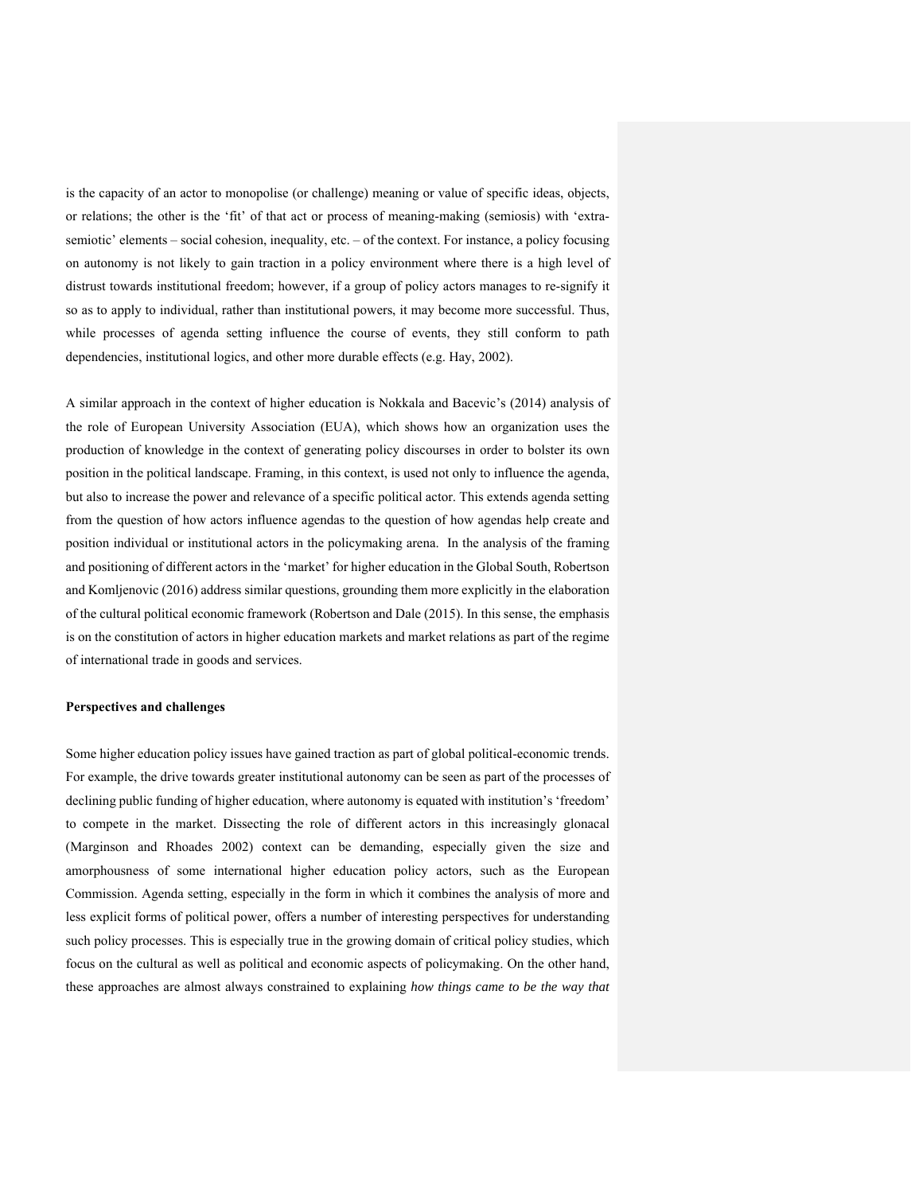is the capacity of an actor to monopolise (or challenge) meaning or value of specific ideas, objects, or relations; the other is the 'fit' of that act or process of meaning-making (semiosis) with 'extra-semiotic' elements – social cohesion, inequality, etc. – of the context. For instance, a policy focusing on autonomy is not likely to gain traction in a policy environment where there is a high level of distrust towards institutional freedom; however, if a group of policy actors manages to re-signify it so as to apply to individual, rather than institutional powers, it may become more successful. Thus, while processes of agenda setting influence the course of events, they still conform to path dependencies, institutional logics, and other more durable effects (e.g. Hay, 2002).

A similar approach in the context of higher education is Nokkala and Bacevic's (2014) analysis of the role of European University Association (EUA), which shows how an organization uses the production of knowledge in the context of generating policy discourses in order to bolster its own position in the political landscape. Framing, in this context, is used not only to influence the agenda, but also to increase the power and relevance of a specific political actor. This extends agenda setting from the question of how actors influence agendas to the question of how agendas help create and position individual or institutional actors in the policymaking arena. In the analysis of the framing and positioning of different actors in the 'market' for higher education in the Global South, Robertson and Komljenovic (2016) address similar questions, grounding them more explicitly in the elaboration of the cultural political economic framework (Robertson and Dale (2015). In this sense, the emphasis is on the constitution of actors in higher education markets and market relations as part of the regime of international trade in goods and services.

**Perspectives and challenges**

Some higher education policy issues have gained traction as part of global political-economic trends. For example, the drive towards greater institutional autonomy can be seen as part of the processes of declining public funding of higher education, where autonomy is equated with institution's 'freedom' to compete in the market. Dissecting the role of different actors in this increasingly glonacal (Marginson and Rhoades 2002) context can be demanding, especially given the size and amorphousness of some international higher education policy actors, such as the European Commission. Agenda setting, especially in the form in which it combines the analysis of more and less explicit forms of political power, offers a number of interesting perspectives for understanding such policy processes. This is especially true in the growing domain of critical policy studies, which focus on the cultural as well as political and economic aspects of policymaking. On the other hand, these approaches are almost always constrained to explaining *how things came to be the way that*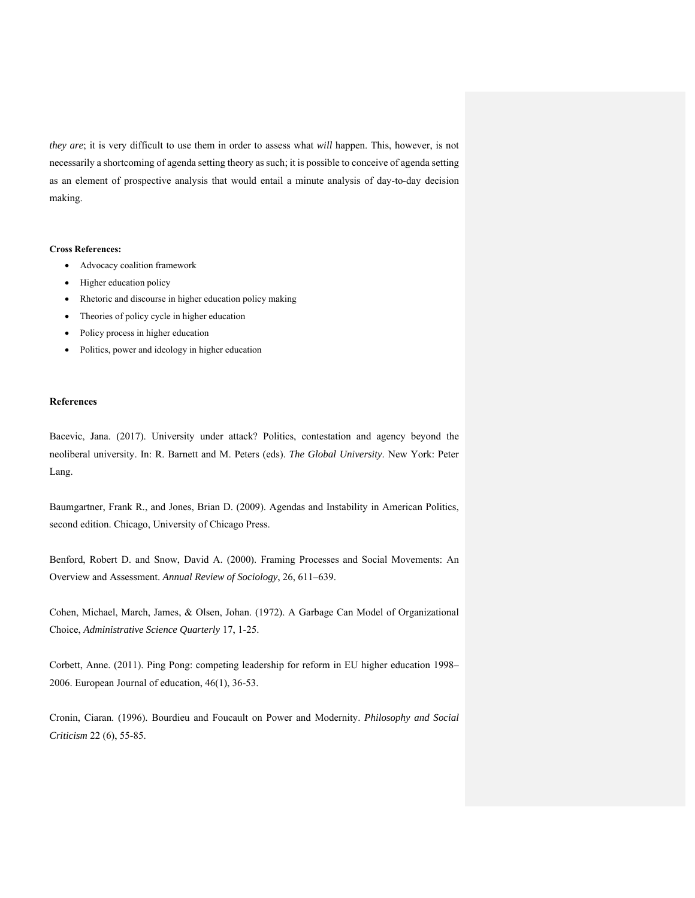*they are*; it is very difficult to use them in order to assess what *will* happen. This, however, is not necessarily a shortcoming of agenda setting theory as such; it is possible to conceive of agenda setting as an element of prospective analysis that would entail a minute analysis of day-to-day decision making.

**Cross References:**

- Advocacy coalition framework
- Higher education policy
- Rhetoric and discourse in higher education policy making
- Theories of policy cycle in higher education
- Policy process in higher education
- Politics, power and ideology in higher education

**References**

Bacevic, Jana. (2017). University under attack? Politics, contestation and agency beyond the neoliberal university. In: R. Barnett and M. Peters (eds). *The Global University*. New York: Peter Lang.

Baumgartner, Frank R., and Jones, Brian D. (2009). Agendas and Instability in American Politics, second edition. Chicago, University of Chicago Press.

Benford, Robert D. and Snow, David A. (2000). Framing Processes and Social Movements: An Overview and Assessment. *Annual Review of Sociology*, 26, 611–639.

Cohen, Michael, March, James, & Olsen, Johan. (1972). A Garbage Can Model of Organizational Choice, *Administrative Science Quarterly* 17, 1-25.

Corbett, Anne. (2011). Ping Pong: competing leadership for reform in EU higher education 1998–2006. European Journal of education, 46(1), 36-53.

Cronin, Ciaran. (1996). Bourdieu and Foucault on Power and Modernity. *Philosophy and Social Criticism* 22 (6), 55-85.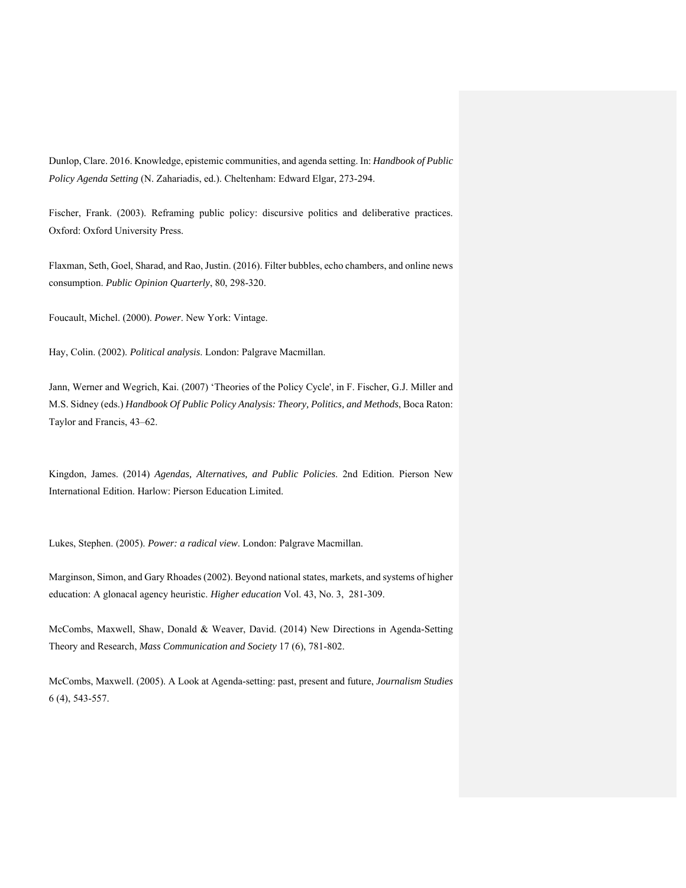Dunlop, Clare. 2016. Knowledge, epistemic communities, and agenda setting. In: *Handbook of Public Policy Agenda Setting* (N. Zahariadis, ed.). Cheltenham: Edward Elgar, 273-294.

Fischer, Frank. (2003). Reframing public policy: discursive politics and deliberative practices. Oxford: Oxford University Press.

Flaxman, Seth, Goel, Sharad, and Rao, Justin. (2016). Filter bubbles, echo chambers, and online news consumption. *Public Opinion Quarterly*, 80, 298-320.

Foucault, Michel. (2000). *Power*. New York: Vintage.

Hay, Colin. (2002). *Political analysis*. London: Palgrave Macmillan.

Jann, Werner and Wegrich, Kai. (2007) 'Theories of the Policy Cycle', in F. Fischer, G.J. Miller and M.S. Sidney (eds.) *Handbook Of Public Policy Analysis: Theory, Politics, and Methods*, Boca Raton: Taylor and Francis, 43–62.

Kingdon, James. (2014) *Agendas, Alternatives, and Public Policies*. 2nd Edition. Pierson New International Edition. Harlow: Pierson Education Limited.

Lukes, Stephen. (2005). *Power: a radical view*. London: Palgrave Macmillan.

Marginson, Simon, and Gary Rhoades (2002). Beyond national states, markets, and systems of higher education: A glonacal agency heuristic. *Higher education* Vol. 43, No. 3, 281-309.

McCombs, Maxwell, Shaw, Donald & Weaver, David. (2014) New Directions in Agenda-Setting Theory and Research, *Mass Communication and Society* 17 (6), 781-802.

McCombs, Maxwell. (2005). A Look at Agenda-setting: past, present and future, *Journalism Studies* 6 (4), 543-557.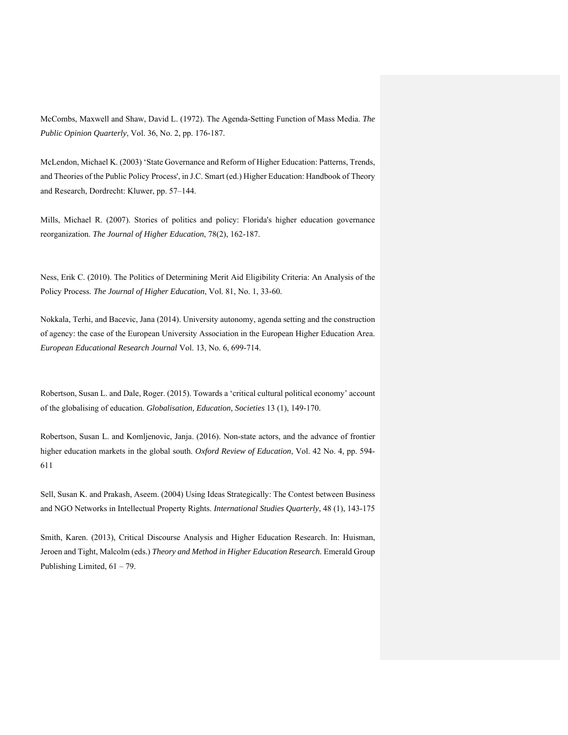McCombs, Maxwell and Shaw, David L. (1972). The Agenda-Setting Function of Mass Media. *The Public Opinion Quarterly*, Vol. 36, No. 2, pp. 176-187.

McLendon, Michael K. (2003) 'State Governance and Reform of Higher Education: Patterns, Trends, and Theories of the Public Policy Process', in J.C. Smart (ed.) Higher Education: Handbook of Theory and Research, Dordrecht: Kluwer, pp. 57–144.

Mills, Michael R. (2007). Stories of politics and policy: Florida's higher education governance reorganization. *The Journal of Higher Education*, 78(2), 162-187.

Ness, Erik C. (2010). The Politics of Determining Merit Aid Eligibility Criteria: An Analysis of the Policy Process. *The Journal of Higher Education*, Vol. 81, No. 1, 33-60.

Nokkala, Terhi, and Bacevic, Jana (2014). University autonomy, agenda setting and the construction of agency: the case of the European University Association in the European Higher Education Area. *European Educational Research Journal* Vol. 13, No. 6, 699-714.

Robertson, Susan L. and Dale, Roger. (2015). Towards a 'critical cultural political economy' account of the globalising of education. *Globalisation, Education, Societies* 13 (1), 149-170.

Robertson, Susan L. and Komljenovic, Janja. (2016). Non-state actors, and the advance of frontier higher education markets in the global south. *Oxford Review of Education*, Vol. 42 No. 4, pp. 594-611

Sell, Susan K. and Prakash, Aseem. (2004) Using Ideas Strategically: The Contest between Business and NGO Networks in Intellectual Property Rights. *International Studies Quarterly*, 48 (1), 143-175

Smith, Karen. (2013), Critical Discourse Analysis and Higher Education Research. In: Huisman, Jeroen and Tight, Malcolm (eds.) *Theory and Method in Higher Education Research.* Emerald Group Publishing Limited, 61 – 79.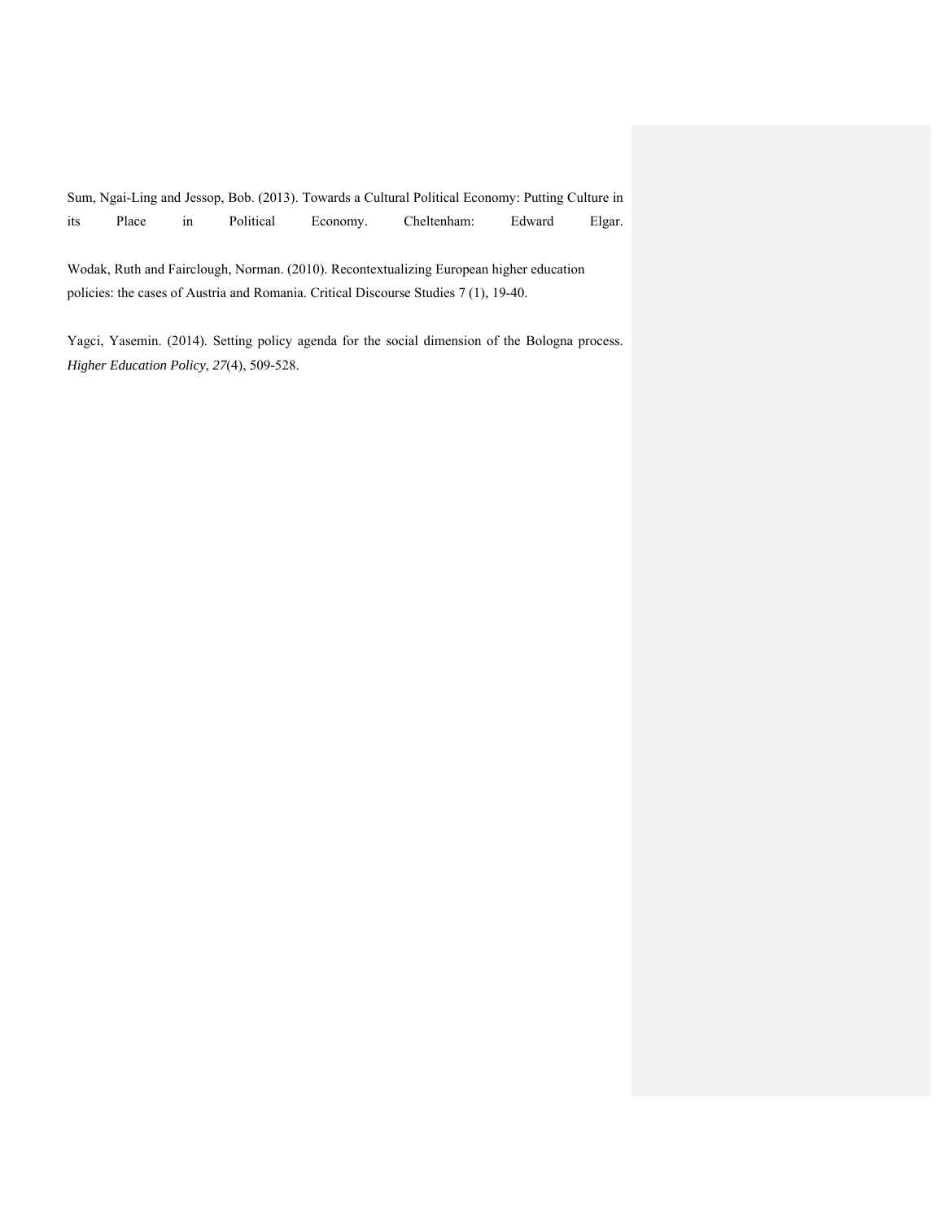Sum, Ngai-Ling and Jessop, Bob. (2013). Towards a Cultural Political Economy: Putting Culture in its Place in Political Economy. Cheltenham: Edward Elgar.

Wodak, Ruth and Fairclough, Norman. (2010). Recontextualizing European higher education policies: the cases of Austria and Romania. Critical Discourse Studies 7 (1), 19-40.

Yagci, Yasemin. (2014). Setting policy agenda for the social dimension of the Bologna process. *Higher Education Policy*, *27*(4), 509-528.